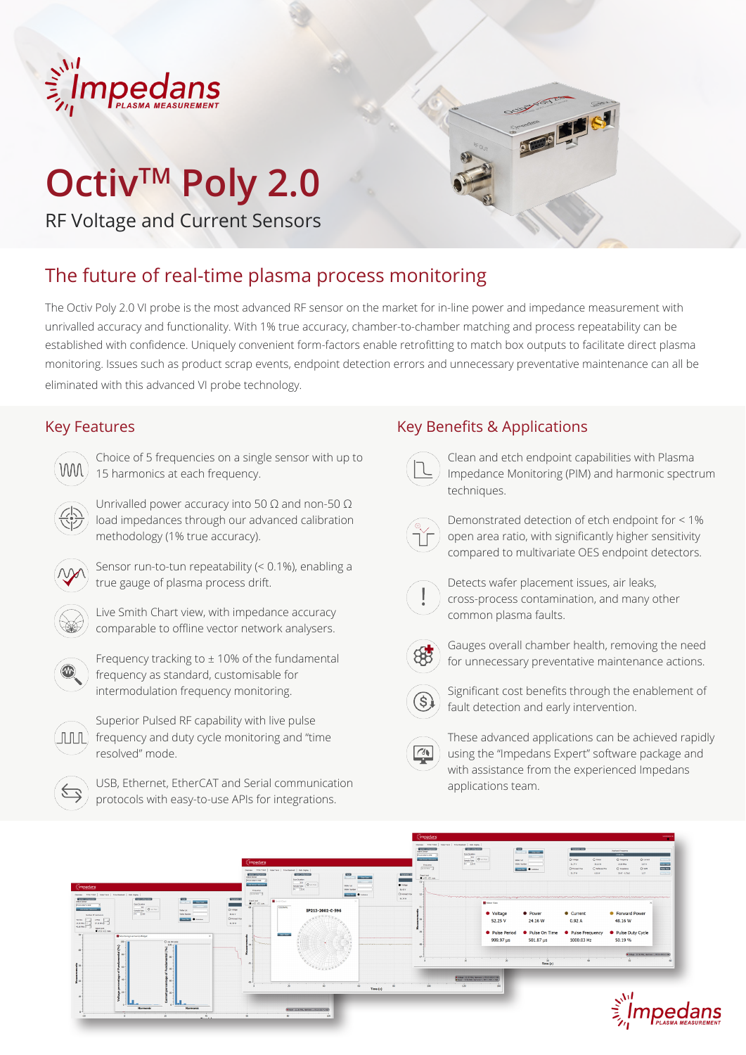# Octiv™ Poly 2.0

RF Voltage and Current Sensors

## The future of real-time plasma process monitoring

The Octiv Poly 2.0 VI probe is the most advanced RF sensor on the market for in-line power and impedance measurement with unrivalled accuracy and functionality. With 1% true accuracy, chamber-to-chamber matching and process repeatability can be established with confidence. Uniquely convenient form-factors enable retrofitting to match box outputs to facilitate direct plasma monitoring. Issues such as product scrap events, endpoint detection errors and unnecessary preventative maintenance can all be eliminated with this advanced VI probe technology.

## Key Features

- Choice of 5 frequencies on a single sensor with up to 15 harmonics at each frequency.
- Unrivalled power accuracy into 50 Ω and non-50 Ω load impedances through our advanced calibration methodology (1% true accuracy).
- Sensor run-to-tun repeatability (< 0.1%), enabling a true gauge of plasma process drift.
- Live Smith Chart view, with impedance accuracy comparable to offline vector network analysers.
- Frequency tracking to ± 10% of the fundamental frequency as standard, customisable for intermodulation frequency monitoring.
- Superior Pulsed RF capability with live pulse frequency and duty cycle monitoring and "time resolved" mode.
- USB, Ethernet, EtherCAT and Serial communication protocols with easy-to-use APIs for integrations.

## Key Benefits & Applications

- Clean and etch endpoint capabilities with Plasma Impedance Monitoring (PIM) and harmonic spectrum techniques.
- Demonstrated detection of etch endpoint for < 1% open area ratio, with significantly higher sensitivity compared to multivariate OES endpoint detectors.
- Detects wafer placement issues, air leaks, cross-process contamination, and many other common plasma faults.
- Gauges overall chamber health, removing the need for unnecessary preventative maintenance actions.
- Significant cost benefits through the enablement of fault detection and early intervention.
- These advanced applications can be achieved rapidly using the "Impedans Expert" software package and with assistance from the experienced Impedans applications team.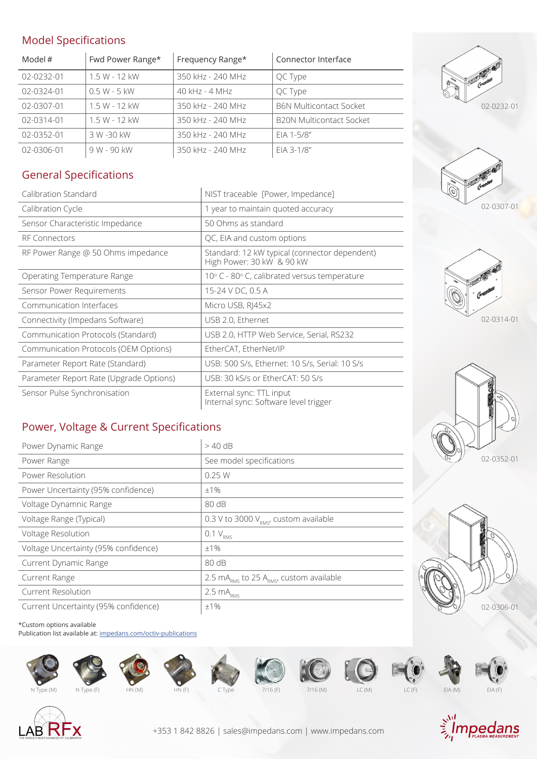## Model Specifications

| Model # | Fwd Power Range* | Frequency Range* | Connector Interface |
|---|---|---|---|
| 02-0232-01 | 1.5 W - 12 kW | 350 kHz - 240 MHz | QC Type |
| 02-0324-01 | 0.5 W - 5 kW | 40 kHz - 4 MHz | QC Type |
| 02-0307-01 | 1.5 W - 12 kW | 350 kHz - 240 MHz | B6N Multicontact Socket |
| 02-0314-01 | 1.5 W - 12 kW | 350 kHz - 240 MHz | B20N Multicontact Socket |
| 02-0352-01 | 3 W -30 kW | 350 kHz - 240 MHz | EIA 1-5/8" |
| 02-0306-01 | 9 W - 90 kW | 350 kHz - 240 MHz | EIA 3-1/8" |

## General Specifications

| | |
|---|---|
| Calibration Standard | NIST traceable [Power, Impedance] |
| Calibration Cycle | 1 year to maintain quoted accuracy |
| Sensor Characteristic Impedance | 50 Ohms as standard |
| RF Connectors | QC, EIA and custom options |
| RF Power Range @ 50 Ohms impedance | Standard: 12 kW typical (connector dependent)<br>High Power: 30 kW & 90 kW |
| Operating Temperature Range | 10° C - 80° C, calibrated versus temperature |
| Sensor Power Requirements | 15-24 V DC, 0.5 A |
| Communication Interfaces | Micro USB, RJ45x2 |
| Connectivity (Impedans Software) | USB 2.0, Ethernet |
| Communication Protocols (Standard) | USB 2.0, HTTP Web Service, Serial, RS232 |
| Communication Protocols (OEM Options) | EtherCAT, EtherNet/IP |
| Parameter Report Rate (Standard) | USB: 500 S/s, Ethernet: 10 S/s, Serial: 10 S/s |
| Parameter Report Rate (Upgrade Options) | USB: 30 kS/s or EtherCAT: 50 S/s |
| Sensor Pulse Synchronisation | External sync: TTL input<br>Internal sync: Software level trigger |

## Power, Voltage & Current Specifications

| | |
|---|---|
| Power Dynamic Range | > 40 dB |
| Power Range | See model specifications |
| Power Resolution | 0.25 W |
| Power Uncertainty (95% confidence) | ±1% |
| Voltage Dynamic Range | 80 dB |
| Voltage Range (Typical) | 0.3 V to 3000 $V_{RMS}$, custom available |
| Voltage Resolution | 0.1 $V_{RMS}$ |
| Voltage Uncertainty (95% confidence) | ±1% |
| Current Dynamic Range | 80 dB |
| Current Range | 2.5 $mA_{RMS}$ to 25 $A_{RMS}$, custom available |
| Current Resolution | 2.5 $mA_{RMS}$ |
| Current Uncertainty (95% confidence) | ±1% |

*Custom options available

Publication list available at: impedans.com/octiv-publications

02-0232-01

02-0307-01

02-0314-01

02-0352-01

02-0306-01

N Type (M) N Type (F) HN (M) HN (F) C Type 7/16 (F) 7/16 (M) LC (M) LC (F) EIA (M) EIA (F)

+353 1 842 8826 | sales@impedans.com | www.impedans.com